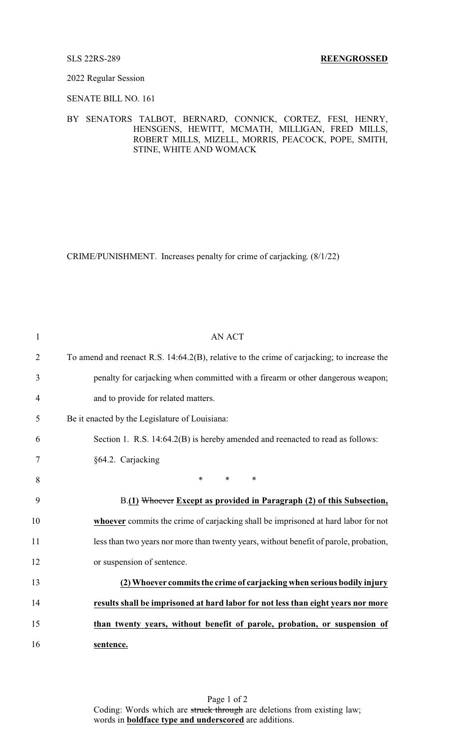SLS 22RS-289 **REENGROSSED**

2022 Regular Session

SENATE BILL NO. 161

BY SENATORS TALBOT, BERNARD, CONNICK, CORTEZ, FESI, HENRY, HENSGENS, HEWITT, MCMATH, MILLIGAN, FRED MILLS, ROBERT MILLS, MIZELL, MORRIS, PEACOCK, POPE, SMITH, STINE, WHITE AND WOMACK

CRIME/PUNISHMENT. Increases penalty for crime of carjacking. (8/1/22)

1 AN ACT

2 To amend and reenact R.S. 14:64.2(B), relative to the crime of carjacking; to increase the

3 penalty for carjacking when committed with a firearm or other dangerous weapon;

4 and to provide for related matters.

5 Be it enacted by the Legislature of Louisiana:

6 Section 1. R.S. 14:64.2(B) is hereby amended and reenacted to read as follows:

7 §64.2. Carjacking

8 * * *

9 B.**<u>(1)</u>** ~~Whoever~~ **<u>Except as provided in Paragraph (2) of this Subsection,</u>**

10 **<u>whoever</u>** commits the crime of carjacking shall be imprisoned at hard labor for not

11 less than two years nor more than twenty years, without benefit of parole, probation,

12 or suspension of sentence.

13 **<u>(2) Whoever commits the crime of carjacking when serious bodily injury</u>**

14 **<u>results shall be imprisoned at hard labor for not less than eight years nor more</u>**

15 **<u>than twenty years, without benefit of parole, probation, or suspension of</u>**

16 **<u>sentence.</u>**

Coding: Words which are ~~struck through~~ are deletions from existing law; words in **<u>boldface type and underscored</u>** are additions.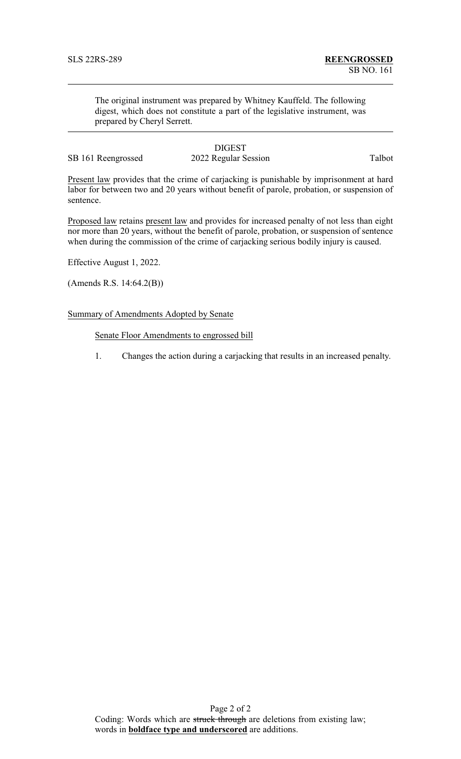The original instrument was prepared by Whitney Kauffeld. The following digest, which does not constitute a part of the legislative instrument, was prepared by Cheryl Serrett.

DIGEST

SB 161 Reengrossed — 2022 Regular Session — Talbot

Present law provides that the crime of carjacking is punishable by imprisonment at hard labor for between two and 20 years without benefit of parole, probation, or suspension of sentence.

Proposed law retains present law and provides for increased penalty of not less than eight nor more than 20 years, without the benefit of parole, probation, or suspension of sentence when during the commission of the crime of carjacking serious bodily injury is caused.

Effective August 1, 2022.

(Amends R.S. 14:64.2(B))

Summary of Amendments Adopted by Senate

Senate Floor Amendments to engrossed bill

1. Changes the action during a carjacking that results in an increased penalty.

Coding: Words which are ~~struck through~~ are deletions from existing law; words in **boldface type and underscored** are additions.